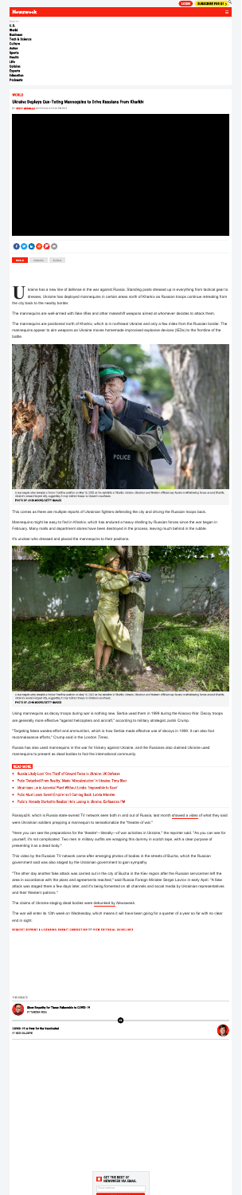## WORLD

# Ukraine Deploys Gun-Toting Mannequins to Drive Russians From Kharkiv

BY ROBYN WHITE ON 5/26/22 AT 7:55 AM EDT

WORLD · UKRAINE · RUSSIA

Ukraine has a new line of defense in the war against Russia. Standing posts dressed up in everything from tactical gear to dresses, Ukraine has deployed mannequins in certain areas north of Kharkiv as Russian troops continue retreating from the city back to the nearby border.

The mannequins are well-armed with fake rifles and other makeshift weapons aimed at whomever decides to attack them.

The mannequins are positioned north of Kharkiv, which is in northeast Ukraine and only a few miles from the Russian border. The mannequins appear to aim weapons as Ukraine moves homemade improvised explosive devices (IEDs) to the frontline of the battle.

A mannequin aims towards a Russian frontline position on May 18, 2022 on the outskirts of Kharkiv, Ukraine. Ukrainian and Western officials say Russia is withdrawing forces around Kharkiv, Ukraine's second largest city, suggesting it may redirect troops to Ukraine's southeast.

PHOTO BY JOHN MOORE/GETTY IMAGES

This comes as there are multiple reports of Ukrainian fighters defending the city and driving the Russian troops back.

Mannequins might be easy to find in Kharkiv, which has endured a heavy shelling by Russian forces since the war began in February. Many malls and department stores have been destroyed in the process, leaving much behind in the rubble.

It's unclear who dressed and placed the mannequins to their positions.

A mannequin aims towards a Russian frontline position on May 18, 2022 on the outskirts of Kharkiv, Ukraine. Ukrainian and Western officials say Russia is withdrawing forces around Kharkiv, Ukraine's second largest city, suggesting it may redirect troops to Ukraine's southeast.

PHOTO BY JOHN MOORE/GETTY IMAGES

Using mannequins as decoy troops during war is nothing new. Serbia used them in 1999 during the Kosovo War. Decoy troops are generally more effective "against helicopters and aircraft," according to military strategist Justin Crump.

"Targeting fakes wastes effort and ammunition, which is how Serbia made effective use of decoys in 1999. It can also fool reconnaissance efforts," Crump said in the London Times.

Russia has also used mannequins in the war for trickery against Ukraine, and the Russians also claimed Ukraine used mannequins to present as dead bodies to fool the international community.

**READ MORE**

- Russia Likely Lost 'One Third' of Ground Force in Ukraine: UK Defense
- Putin 'Detached From Reality,' Made 'Miscalculation' in Ukraine: Tony Blair
- Ukrainians Lure Azovstal Plant Without Looting 'Impossible to Save'
- Putin Must Learn Soviet Empire Isn't Coming Back: Latvia Minister
- Putin's 'Already Started to Realize' He's Losing in Ukraine: Ex-Russian PM

Rossiya24, which is Russia state-owned TV network seen both in and out of Russia, last month showed a video of what they said were Ukrainian soldiers prepping a mannequin to sensationalize the "theater of war."

"Here you can see the preparations for the 'theater'—literally—of war activities in Ukraine," the reporter said. "As you can see for yourself, it's not complicated. Two men in military outfits are wrapping this dummy in scotch tape, with a clear purpose of presenting it as a dead body."

This video by the Russian TV network came after emerging photos of bodies in the streets of Bucha, which the Russian government said was also staged by the Ukrainian government to gain sympathy.

"The other day another fake attack was carried out in the city of Bucha in the Kiev region after the Russian servicemen left the area in accordance with the plans and agreements reached," said Russian Foreign Minister Sergei Lavrov in early April. "A fake attack was staged there a few days later, and it's being fomented on all channels and social media by Ukrainian representatives and their Western patrons."

The claims of Ukraine staging dead bodies were debunked by Newsweek.

The war will enter its 13th week on Wednesday, which means it will have been going for a quarter of a year so far with no clear end in sight.

REQUEST REPRINT & LICENSING, SUBMIT CORRECTION OR VIEW EDITORIAL GUIDELINES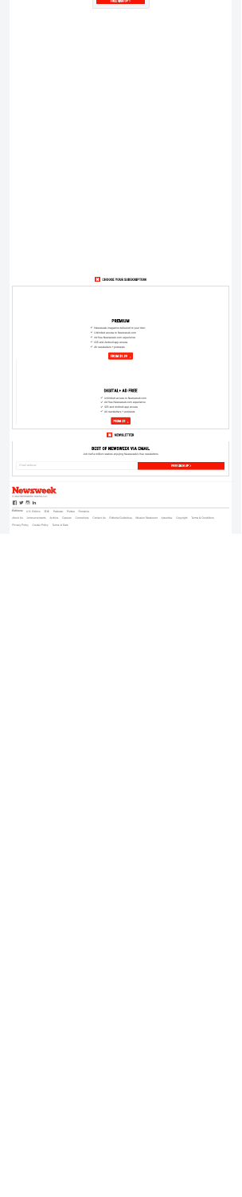CHOOSE YOUR SUBSCRIPTION

**PREMIUM**

- Newsweek magazine delivered to your door
- Unlimited access to Newsweek.com
- Ad free Newsweek.com experience
- iOS and Android app access
- All newsletters + podcasts

FROM $1.99 >

**DIGITAL+ AD FREE**

- Unlimited access to Newsweek.com
- Ad free Newsweek.com experience
- iOS and Android app access
- All newsletters + podcasts

FROM $1 >

NEWSLETTER

**BEST OF NEWSWEEK VIA EMAIL**

Join half a million readers enjoying Newsweek's free newsletters

Email address

FREE SIGN UP >

Newsweek

Editions: U.S. Edition 日本 Polska Polska România

About Us Announcements Archive Careers Corrections Contact Us Editorial Guidelines Mission Statement Masthead Copyright Terms & Conditions

Privacy Policy Cookie Policy Terms of Sale